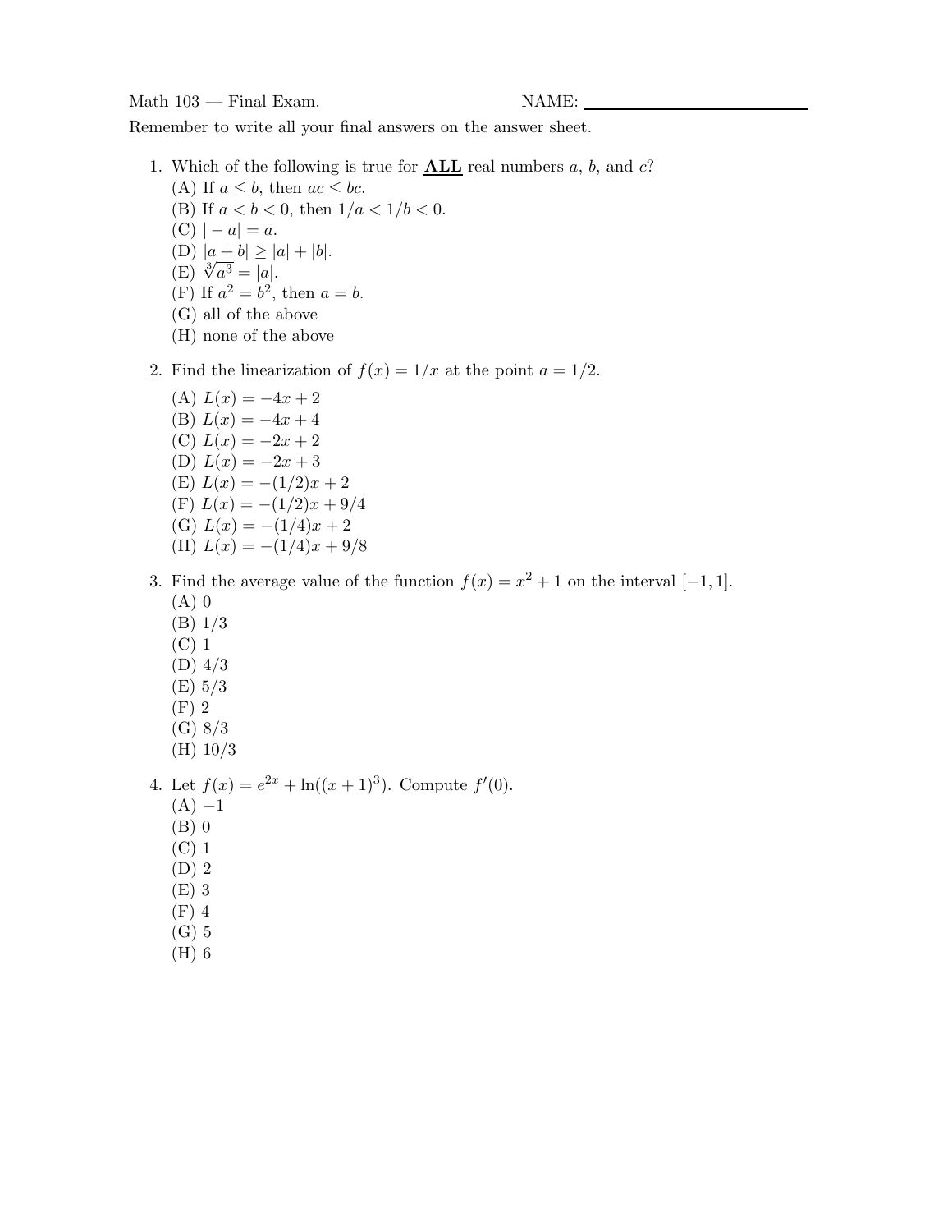Math 103 — Final Exam. NAME: \_\_\_\_\_\_\_\_\_\_\_\_\_\_\_\_\_\_\_\_\_\_\_\_

Remember to write all your final answers on the answer sheet.

1. Which of the following is true for **ALL** real numbers $a$, $b$, and $c$?
   (A) If $a \leq b$, then $ac \leq bc$.
   (B) If $a < b < 0$, then $1/a < 1/b < 0$.
   (C) $|-a| = a$.
   (D) $|a+b| \geq |a| + |b|$.
   (E) $\sqrt[3]{a^3} = |a|$.
   (F) If $a^2 = b^2$, then $a = b$.
   (G) all of the above
   (H) none of the above

2. Find the linearization of $f(x) = 1/x$ at the point $a = 1/2$.
   (A) $L(x) = -4x + 2$
   (B) $L(x) = -4x + 4$
   (C) $L(x) = -2x + 2$
   (D) $L(x) = -2x + 3$
   (E) $L(x) = -(1/2)x + 2$
   (F) $L(x) = -(1/2)x + 9/4$
   (G) $L(x) = -(1/4)x + 2$
   (H) $L(x) = -(1/4)x + 9/8$

3. Find the average value of the function $f(x) = x^2 + 1$ on the interval $[-1, 1]$.
   (A) 0
   (B) 1/3
   (C) 1
   (D) 4/3
   (E) 5/3
   (F) 2
   (G) 8/3
   (H) 10/3

4. Let $f(x) = e^{2x} + \ln((x+1)^3)$. Compute $f'(0)$.
   (A) $-1$
   (B) 0
   (C) 1
   (D) 2
   (E) 3
   (F) 4
   (G) 5
   (H) 6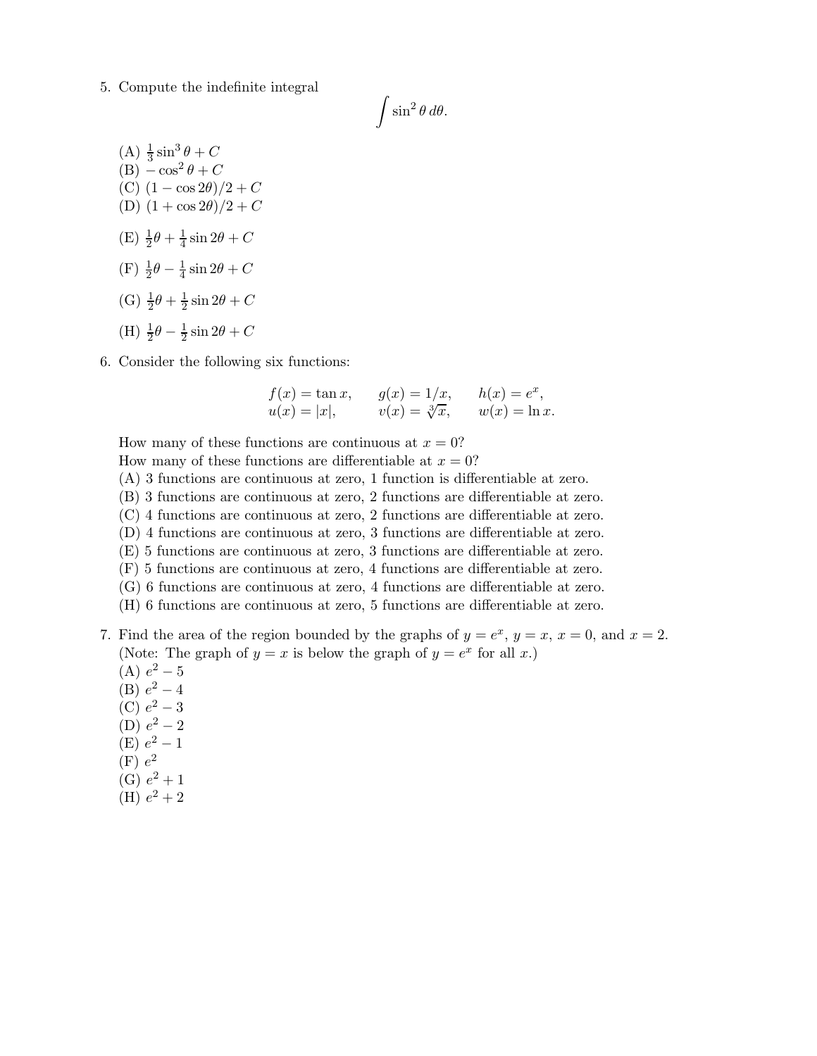5. Compute the indefinite integral

$$\int \sin^2 \theta \, d\theta.$$

(A) $\frac{1}{3}\sin^3 \theta + C$
(B) $-\cos^2 \theta + C$
(C) $(1 - \cos 2\theta)/2 + C$
(D) $(1 + \cos 2\theta)/2 + C$
(E) $\frac{1}{2}\theta + \frac{1}{4}\sin 2\theta + C$
(F) $\frac{1}{2}\theta - \frac{1}{4}\sin 2\theta + C$
(G) $\frac{1}{2}\theta + \frac{1}{2}\sin 2\theta + C$
(H) $\frac{1}{2}\theta - \frac{1}{2}\sin 2\theta + C$

6. Consider the following six functions:

$$\begin{array}{lll} f(x) = \tan x, & g(x) = 1/x, & h(x) = e^x, \\ u(x) = |x|, & v(x) = \sqrt[3]{x}, & w(x) = \ln x. \end{array}$$

How many of these functions are continuous at $x = 0$?
How many of these functions are differentiable at $x = 0$?
(A) 3 functions are continuous at zero, 1 function is differentiable at zero.
(B) 3 functions are continuous at zero, 2 functions are differentiable at zero.
(C) 4 functions are continuous at zero, 2 functions are differentiable at zero.
(D) 4 functions are continuous at zero, 3 functions are differentiable at zero.
(E) 5 functions are continuous at zero, 3 functions are differentiable at zero.
(F) 5 functions are continuous at zero, 4 functions are differentiable at zero.
(G) 6 functions are continuous at zero, 4 functions are differentiable at zero.
(H) 6 functions are continuous at zero, 5 functions are differentiable at zero.

7. Find the area of the region bounded by the graphs of $y = e^x$, $y = x$, $x = 0$, and $x = 2$.
(Note: The graph of $y = x$ is below the graph of $y = e^x$ for all $x$.)
(A) $e^2 - 5$
(B) $e^2 - 4$
(C) $e^2 - 3$
(D) $e^2 - 2$
(E) $e^2 - 1$
(F) $e^2$
(G) $e^2 + 1$
(H) $e^2 + 2$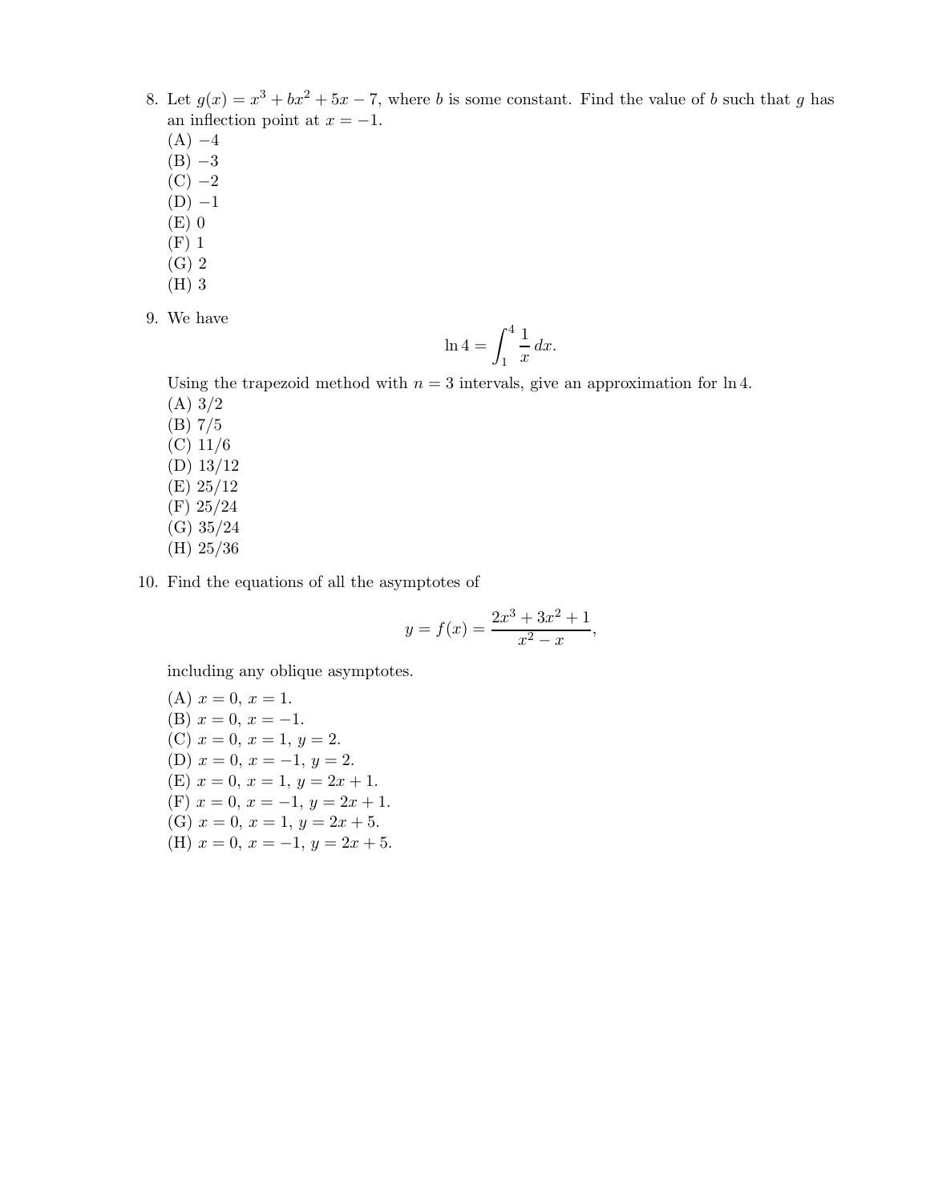8. Let $g(x) = x^3 + bx^2 + 5x - 7$, where $b$ is some constant. Find the value of $b$ such that $g$ has an inflection point at $x = -1$.
   (A) $-4$
   (B) $-3$
   (C) $-2$
   (D) $-1$
   (E) 0
   (F) 1
   (G) 2
   (H) 3

9. We have

$$\ln 4 = \int_1^4 \frac{1}{x}\, dx.$$

   Using the trapezoid method with $n = 3$ intervals, give an approximation for $\ln 4$.
   (A) $3/2$
   (B) $7/5$
   (C) $11/6$
   (D) $13/12$
   (E) $25/12$
   (F) $25/24$
   (G) $35/24$
   (H) $25/36$

10. Find the equations of all the asymptotes of

$$y = f(x) = \frac{2x^3 + 3x^2 + 1}{x^2 - x},$$

   including any oblique asymptotes.
   (A) $x = 0$, $x = 1$.
   (B) $x = 0$, $x = -1$.
   (C) $x = 0$, $x = 1$, $y = 2$.
   (D) $x = 0$, $x = -1$, $y = 2$.
   (E) $x = 0$, $x = 1$, $y = 2x + 1$.
   (F) $x = 0$, $x = -1$, $y = 2x + 1$.
   (G) $x = 0$, $x = 1$, $y = 2x + 5$.
   (H) $x = 0$, $x = -1$, $y = 2x + 5$.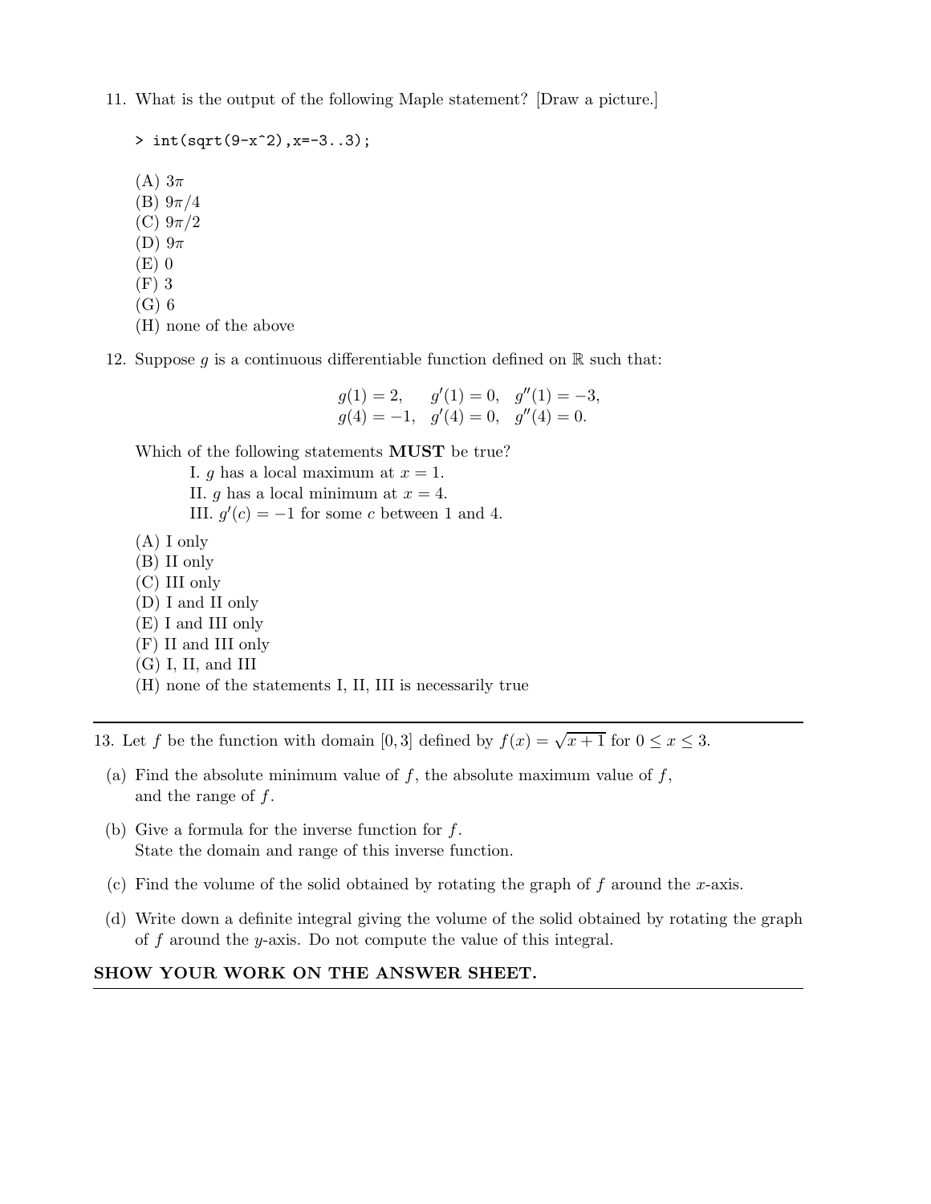11. What is the output of the following Maple statement? [Draw a picture.]

```
> int(sqrt(9-x^2),x=-3..3);
```

(A) $3\pi$
(B) $9\pi/4$
(C) $9\pi/2$
(D) $9\pi$
(E) 0
(F) 3
(G) 6
(H) none of the above

12. Suppose $g$ is a continuous differentiable function defined on $\mathbb{R}$ such that:

$$g(1) = 2, \quad g'(1) = 0, \quad g''(1) = -3,$$
$$g(4) = -1, \quad g'(4) = 0, \quad g''(4) = 0.$$

Which of the following statements **MUST** be true?

I. $g$ has a local maximum at $x = 1$.
II. $g$ has a local minimum at $x = 4$.
III. $g'(c) = -1$ for some $c$ between 1 and 4.

(A) I only
(B) II only
(C) III only
(D) I and II only
(E) I and III only
(F) II and III only
(G) I, II, and III
(H) none of the statements I, II, III is necessarily true

---

13. Let $f$ be the function with domain $[0, 3]$ defined by $f(x) = \sqrt{x+1}$ for $0 \leq x \leq 3$.

(a) Find the absolute minimum value of $f$, the absolute maximum value of $f$, and the range of $f$.

(b) Give a formula for the inverse function for $f$.
State the domain and range of this inverse function.

(c) Find the volume of the solid obtained by rotating the graph of $f$ around the $x$-axis.

(d) Write down a definite integral giving the volume of the solid obtained by rotating the graph of $f$ around the $y$-axis. Do not compute the value of this integral.

**SHOW YOUR WORK ON THE ANSWER SHEET.**

---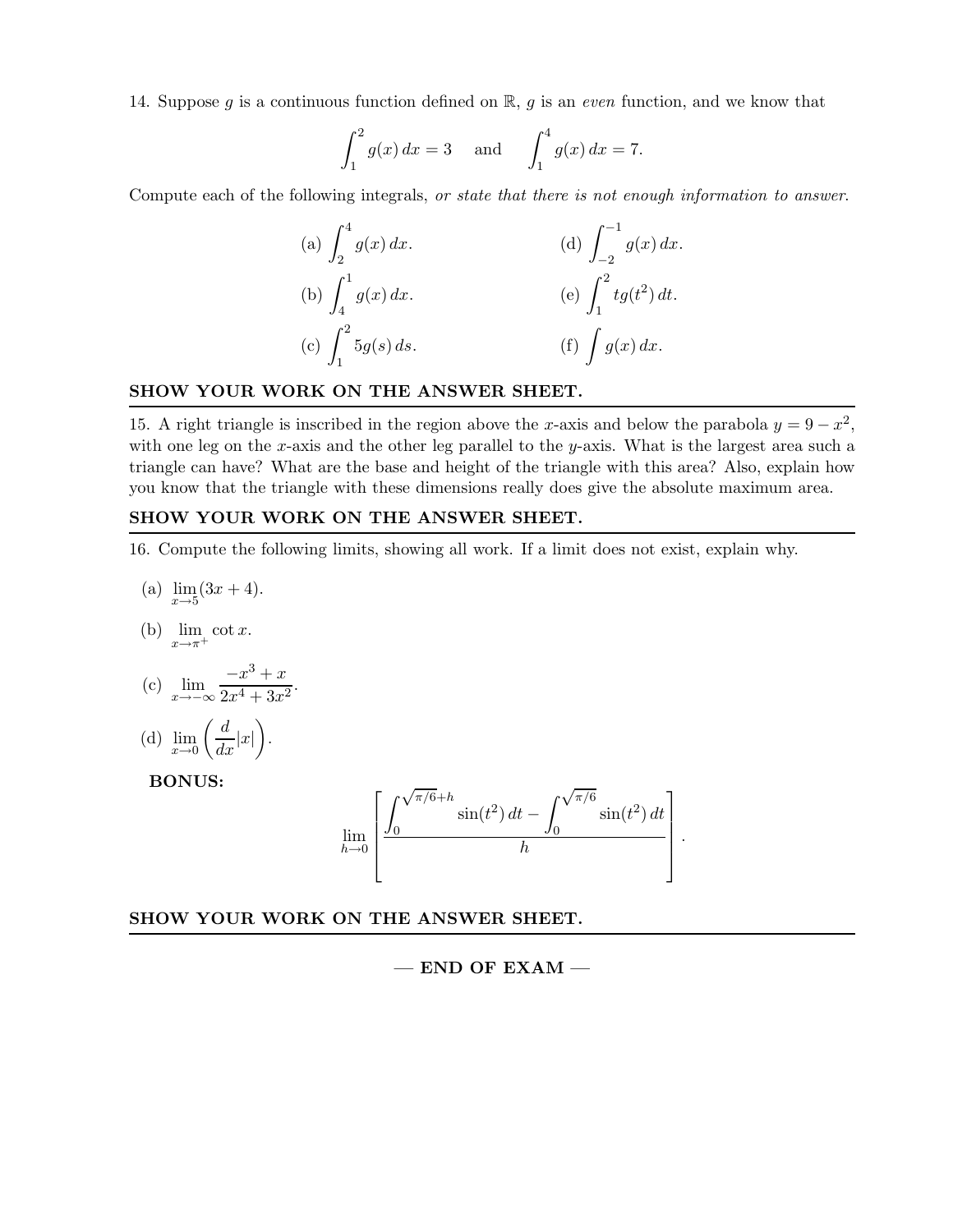14. Suppose $g$ is a continuous function defined on $\mathbb{R}$, $g$ is an *even* function, and we know that

$$\int_1^2 g(x)\,dx = 3 \quad \text{and} \quad \int_1^4 g(x)\,dx = 7.$$

Compute each of the following integrals, *or state that there is not enough information to answer*.

(a) $\displaystyle\int_2^4 g(x)\,dx.$

(b) $\displaystyle\int_4^1 g(x)\,dx.$

(c) $\displaystyle\int_1^2 5g(s)\,ds.$

(d) $\displaystyle\int_{-2}^{-1} g(x)\,dx.$

(e) $\displaystyle\int_1^2 tg(t^2)\,dt.$

(f) $\displaystyle\int g(x)\,dx.$

**SHOW YOUR WORK ON THE ANSWER SHEET.**

---

15. A right triangle is inscribed in the region above the $x$-axis and below the parabola $y = 9 - x^2$, with one leg on the $x$-axis and the other leg parallel to the $y$-axis. What is the largest area such a triangle can have? What are the base and height of the triangle with this area? Also, explain how you know that the triangle with these dimensions really does give the absolute maximum area.

**SHOW YOUR WORK ON THE ANSWER SHEET.**

---

16. Compute the following limits, showing all work. If a limit does not exist, explain why.

(a) $\displaystyle\lim_{x\to 5}(3x+4).$

(b) $\displaystyle\lim_{x\to \pi^+} \cot x.$

(c) $\displaystyle\lim_{x\to -\infty} \frac{-x^3+x}{2x^4+3x^2}.$

(d) $\displaystyle\lim_{x\to 0}\left(\frac{d}{dx}|x|\right).$

**BONUS:**

$$\lim_{h\to 0}\left[\frac{\displaystyle\int_0^{\sqrt{\pi/6}+h} \sin(t^2)\,dt - \int_0^{\sqrt{\pi/6}} \sin(t^2)\,dt}{h}\right].$$

**SHOW YOUR WORK ON THE ANSWER SHEET.**

---

**— END OF EXAM —**